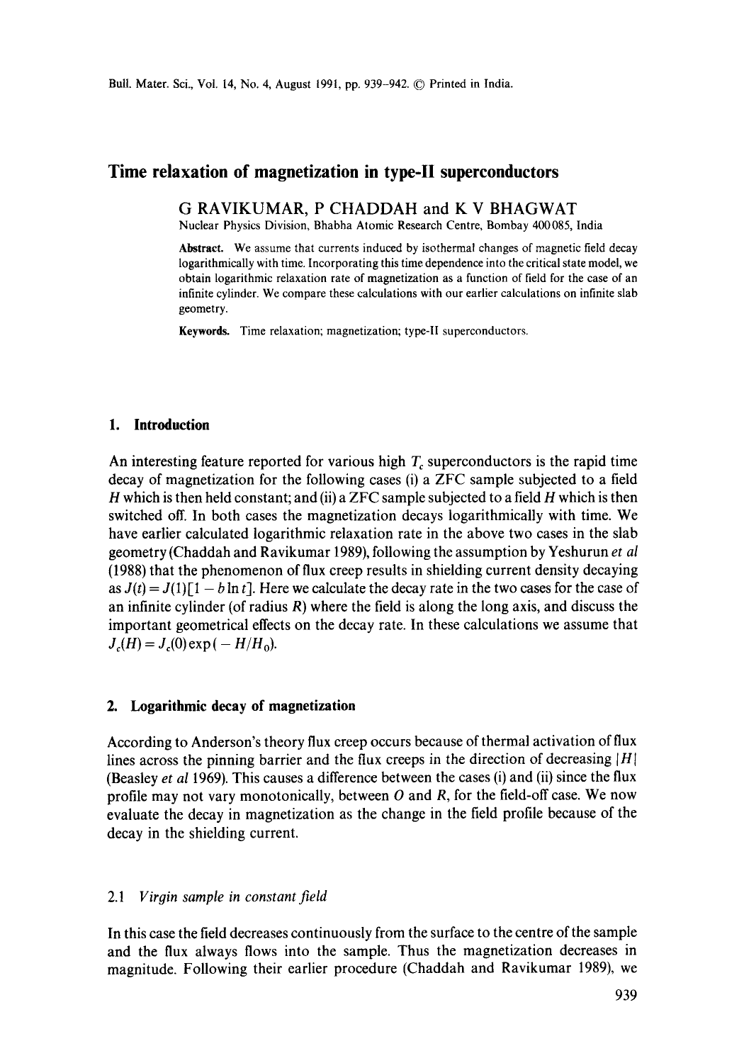# Time relaxation of magnetization in type-II superconductors

G RAVIKUMAR, P CHADDAH and K V BHAGWAT

Nuclear Physics Division, Bhabha Atomic Research Centre, Bombay 400085, India

**Abstract.** We assume that currents induced by isothermal changes of magnetic field decay logarithmically with time. Incorporating this time dependence into the critical state model, we obtain logarithmic relaxation rate of magnetization as a function of field for the case of an infinite cylinder. We compare these calculations with our earlier calculations on infinite slab geometry.

**Keywords.** Time relaxation; magnetization; type-II superconductors.

## 1. Introduction

An interesting feature reported for various high $T_c$ superconductors is the rapid time decay of magnetization for the following cases (i) a ZFC sample subjected to a field $H$ which is then held constant; and (ii) a ZFC sample subjected to a field $H$ which is then switched off. In both cases the magnetization decays logarithmically with time. We have earlier calculated logarithmic relaxation rate in the above two cases in the slab geometry (Chaddah and Ravikumar 1989), following the assumption by Yeshurun *et al* (1988) that the phenomenon of flux creep results in shielding current density decaying as $J(t) = J(1)[1 - b \ln t]$. Here we calculate the decay rate in the two cases for the case of an infinite cylinder (of radius $R$) where the field is along the long axis, and discuss the important geometrical effects on the decay rate. In these calculations we assume that $J_c(H) = J_c(0)\exp(-H/H_0)$.

## 2. Logarithmic decay of magnetization

According to Anderson's theory flux creep occurs because of thermal activation of flux lines across the pinning barrier and the flux creeps in the direction of decreasing $|H|$ (Beasley *et al* 1969). This causes a difference between the cases (i) and (ii) since the flux profile may not vary monotonically, between $O$ and $R$, for the field-off case. We now evaluate the decay in magnetization as the change in the field profile because of the decay in the shielding current.

### 2.1 *Virgin sample in constant field*

In this case the field decreases continuously from the surface to the centre of the sample and the flux always flows into the sample. Thus the magnetization decreases in magnitude. Following their earlier procedure (Chaddah and Ravikumar 1989), we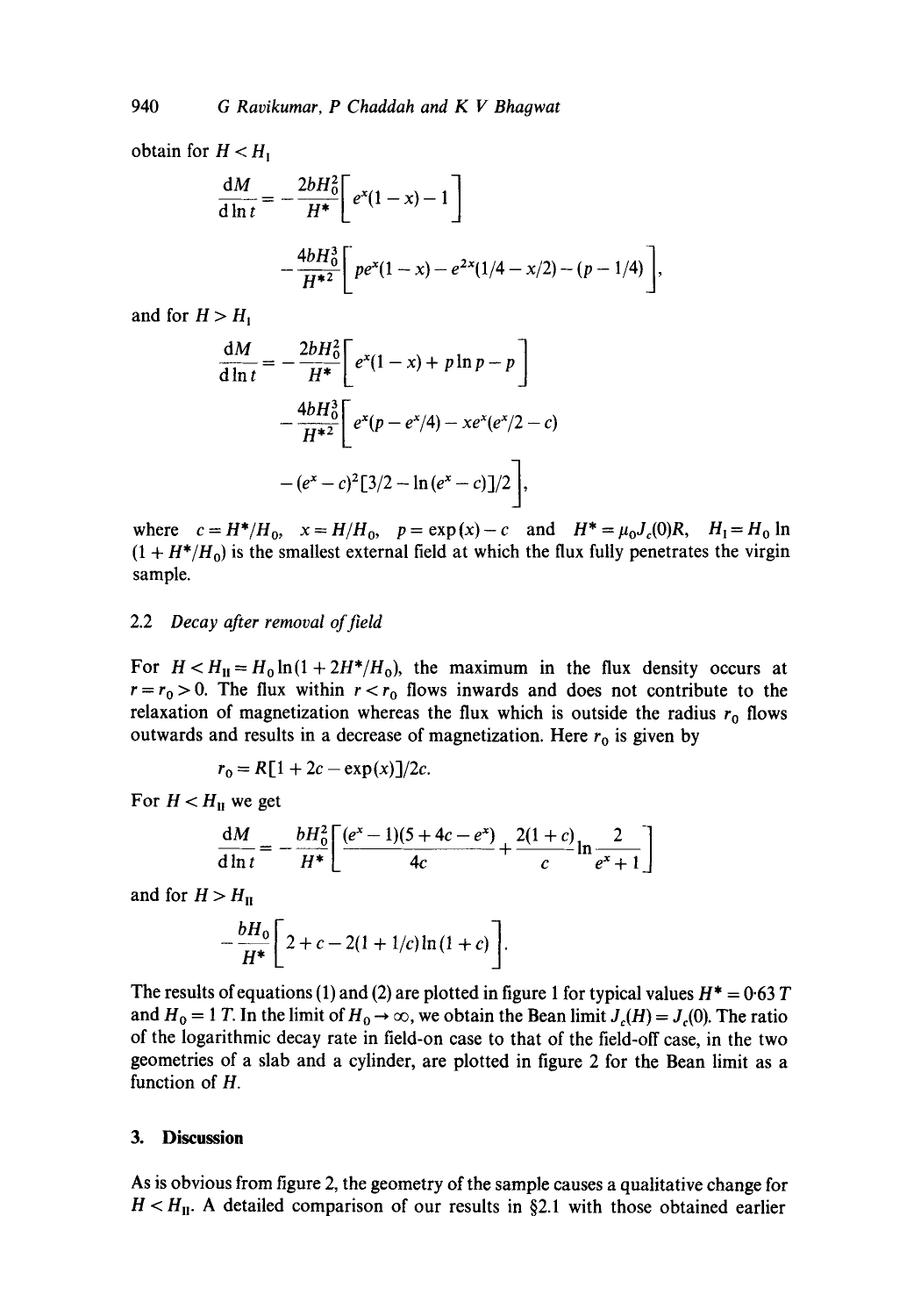obtain for $H < H_{\mathrm{I}}$

$$\frac{\mathrm{d}M}{\mathrm{d}\ln t} = -\frac{2bH_0^2}{H^*}\left[e^x(1-x)-1\right]$$

$$-\frac{4bH_0^3}{H^{*2}}\left[pe^x(1-x)-e^{2x}(1/4-x/2)-(p-1/4)\right],$$

and for $H > H_{\mathrm{I}}$

$$\frac{\mathrm{d}M}{\mathrm{d}\ln t} = -\frac{2bH_0^2}{H^*}\left[e^x(1-x)+p\ln p-p\right]$$

$$-\frac{4bH_0^3}{H^{*2}}\left[e^x(p-e^x/4)-xe^x(e^x/2-c)\right.$$

$$\left.-(e^x-c)^2[3/2-\ln(e^x-c)]/2\right],$$

where $c = H^*/H_0$, $x = H/H_0$, $p = \exp(x) - c$ and $H^* = \mu_0 J_c(0)R$, $H_{\mathrm{I}} = H_0 \ln(1 + H^*/H_0)$ is the smallest external field at which the flux fully penetrates the virgin sample.

### 2.2 *Decay after removal of field*

For $H < H_{\mathrm{II}} = H_0 \ln(1 + 2H^*/H_0)$, the maximum in the flux density occurs at $r = r_0 > 0$. The flux within $r < r_0$ flows inwards and does not contribute to the relaxation of magnetization whereas the flux which is outside the radius $r_0$ flows outwards and results in a decrease of magnetization. Here $r_0$ is given by

$$r_0 = R[1 + 2c - \exp(x)]/2c.$$

For $H < H_{\mathrm{II}}$ we get

$$\frac{\mathrm{d}M}{\mathrm{d}\ln t} = -\frac{bH_0^2}{H^*}\left[\frac{(e^x-1)(5+4c-e^x)}{4c}+\frac{2(1+c)}{c}\ln\frac{2}{e^x+1}\right]$$

and for $H > H_{\mathrm{II}}$

$$-\frac{bH_0}{H^*}\left[2+c-2(1+1/c)\ln(1+c)\right].$$

The results of equations (1) and (2) are plotted in figure 1 for typical values $H^* = 0.63\,T$ and $H_0 = 1\,T$. In the limit of $H_0 \to \infty$, we obtain the Bean limit $J_c(H) = J_c(0)$. The ratio of the logarithmic decay rate in field-on case to that of the field-off case, in the two geometries of a slab and a cylinder, are plotted in figure 2 for the Bean limit as a function of $H$.

## 3. Discussion

As is obvious from figure 2, the geometry of the sample causes a qualitative change for $H < H_{\mathrm{II}}$. A detailed comparison of our results in §2.1 with those obtained earlier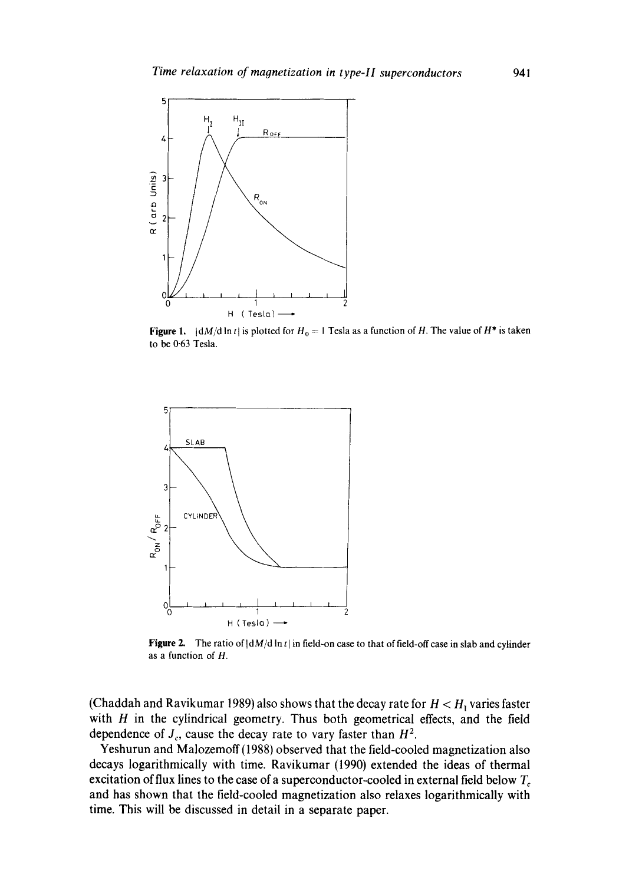**Figure 1.** $|dM/d\ln t|$ is plotted for $H_0 = 1$ Tesla as a function of $H$. The value of $H^*$ is taken to be 0·63 Tesla.

**Figure 2.** The ratio of $|dM/d\ln t|$ in field-on case to that of field-off case in slab and cylinder as a function of $H$.

(Chaddah and Ravikumar 1989) also shows that the decay rate for $H < H_1$ varies faster with $H$ in the cylindrical geometry. Thus both geometrical effects, and the field dependence of $J_c$, cause the decay rate to vary faster than $H^2$.

Yeshurun and Malozemoff (1988) observed that the field-cooled magnetization also decays logarithmically with time. Ravikumar (1990) extended the ideas of thermal excitation of flux lines to the case of a superconductor-cooled in external field below $T_c$ and has shown that the field-cooled magnetization also relaxes logarithmically with time. This will be discussed in detail in a separate paper.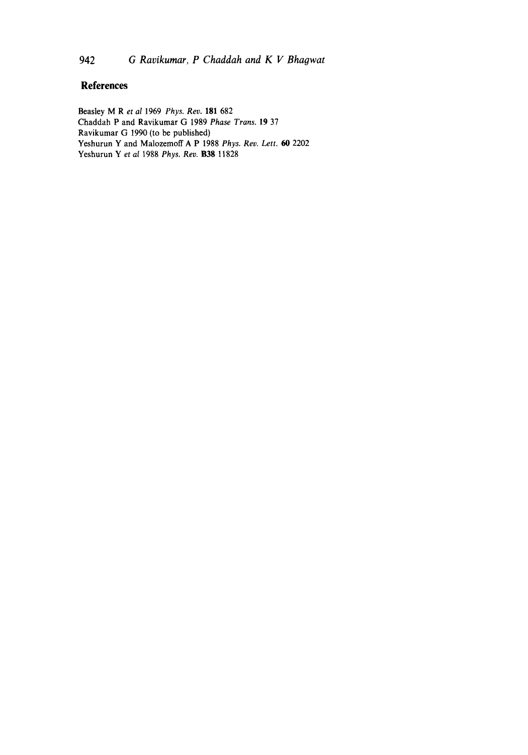## References

Beasley M R *et al* 1969 *Phys. Rev.* **181** 682

Chaddah P and Ravikumar G 1989 *Phase Trans.* **19** 37

Ravikumar G 1990 (to be published)

Yeshurun Y and Malozemoff A P 1988 *Phys. Rev. Lett.* **60** 2202

Yeshurun Y *et al* 1988 *Phys. Rev.* **B38** 11828